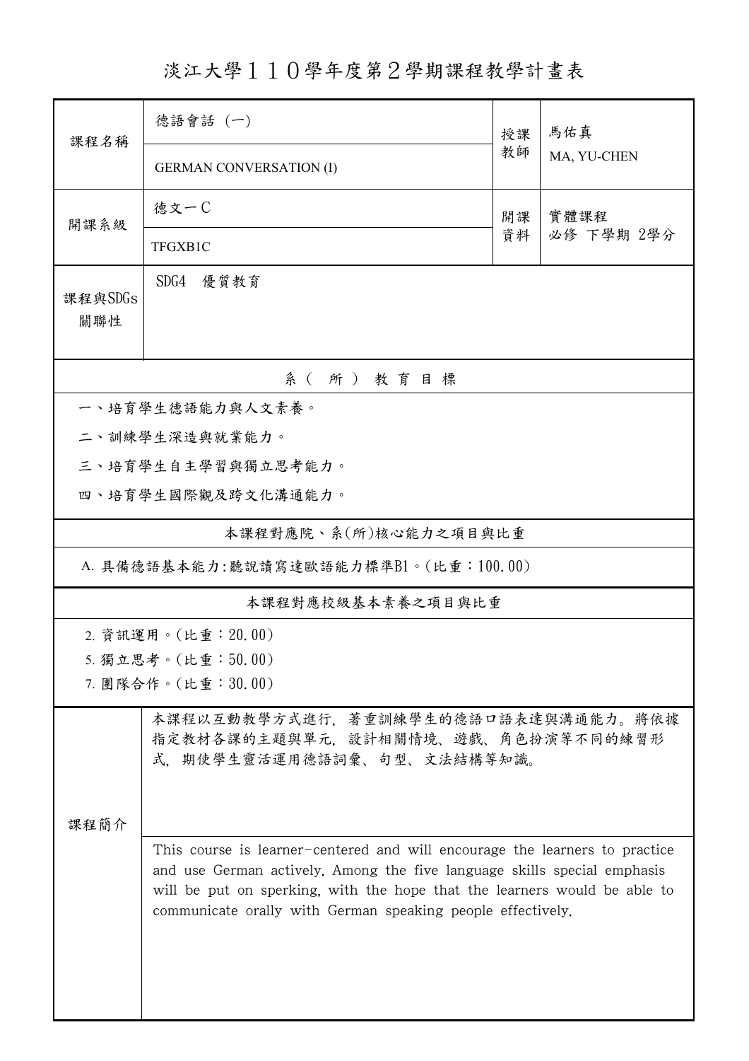# 淡江大學１１０學年度第２學期課程教學計畫表

| 課程名稱 | 德語會話 (一) GERMAN CONVERSATION (I) | 授課教師 | 馬佑真 MA, YU-CHEN |
|---|---|---|---|
| 開課系級 | 德文一Ｃ TFGXB1C | 開課資料 | 實體課程 必修 下學期 2學分 |
| 課程與SDGs關聯性 | SDG4 優質教育 | | |

## 系（所）教育目標

一、培育學生德語能力與人文素養。

二、訓練學生深造與就業能力。

三、培育學生自主學習與獨立思考能力。

四、培育學生國際觀及跨文化溝通能力。

## 本課程對應院、系(所)核心能力之項目與比重

A. 具備德語基本能力:聽說讀寫達歐語能力標準B1。(比重：100.00)

## 本課程對應校級基本素養之項目與比重

2. 資訊運用。(比重：20.00)
5. 獨立思考。(比重：50.00)
7. 團隊合作。(比重：30.00)

## 課程簡介

本課程以互動教學方式進行，著重訓練學生的德語口語表達與溝通能力。將依據指定教材各課的主題與單元，設計相關情境、遊戲、角色扮演等不同的練習形式，期使學生靈活運用德語詞彙、句型、文法結構等知識。

This course is learner-centered and will encourage the learners to practice and use German actively. Among the five language skills special emphasis will be put on sperking, with the hope that the learners would be able to communicate orally with German speaking people effectively.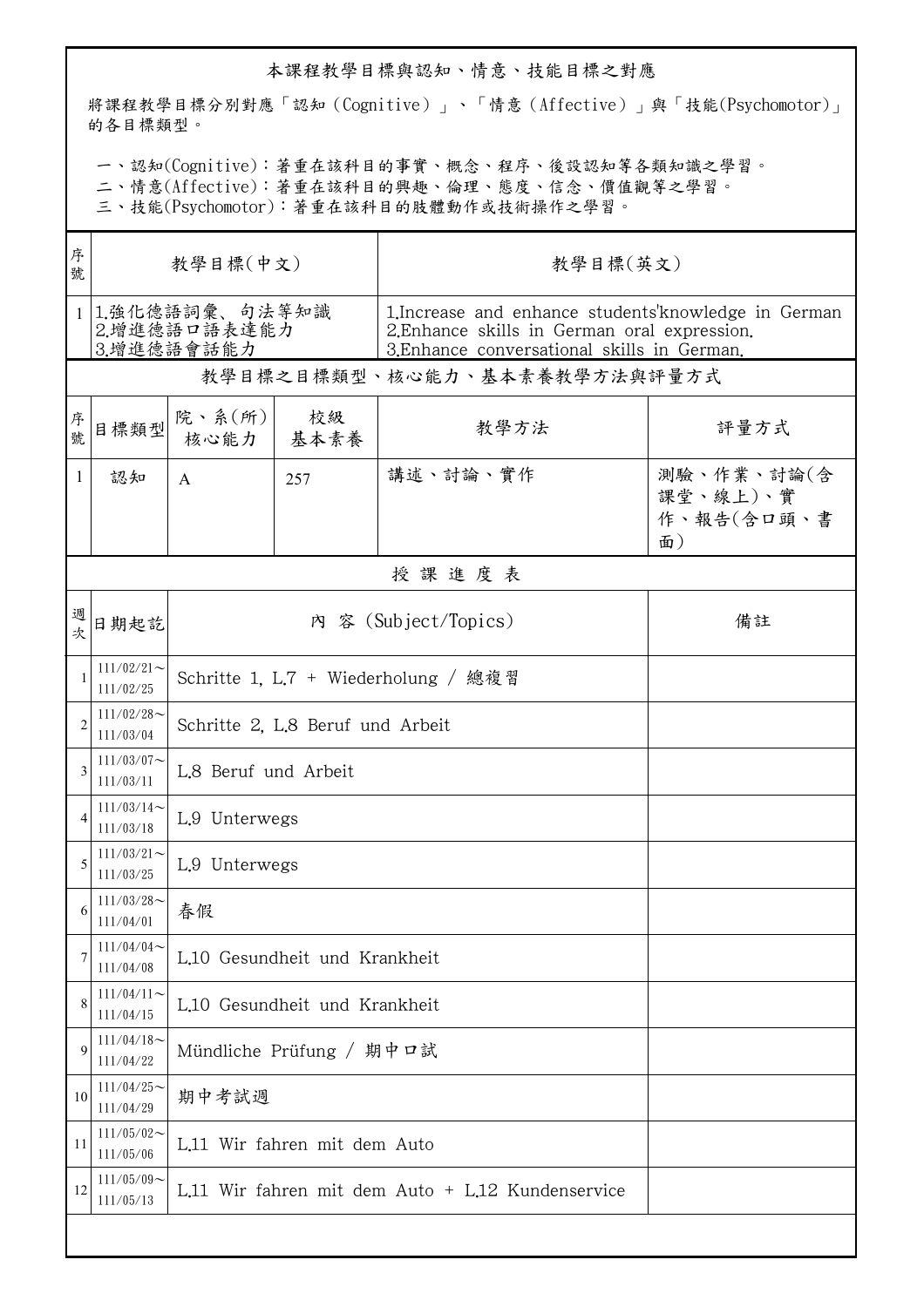## 本課程教學目標與認知、情意、技能目標之對應

將課程教學目標分別對應「認知（Cognitive）」、「情意（Affective）」與「技能(Psychomotor)」的各目標類型。

一、認知(Cognitive)：著重在該科目的事實、概念、程序、後設認知等各類知識之學習。
二、情意(Affective)：著重在該科目的興趣、倫理、態度、信念、價值觀等之學習。
三、技能(Psychomotor)：著重在該科目的肢體動作或技術操作之學習。

| 序號 | 教學目標(中文) | 教學目標(英文) |
|---|---|---|
| 1 | 1.強化德語詞彙、句法等知識<br>2.增進德語口語表達能力<br>3.增進德語會話能力 | 1.Increase and enhance students'knowledge in German<br>2.Enhance skills in German oral expression.<br>3.Enhance conversational skills in German. |

### 教學目標之目標類型、核心能力、基本素養教學方法與評量方式

| 序號 | 目標類型 | 院、系(所)核心能力 | 校級基本素養 | 教學方法 | 評量方式 |
|---|---|---|---|---|---|
| 1 | 認知 | A | 257 | 講述、討論、實作 | 測驗、作業、討論(含課堂、線上)、實作、報告(含口頭、書面) |

### 授 課 進 度 表

| 週次 | 日期起訖 | 內 容 (Subject/Topics) | 備註 |
|---|---|---|---|
| 1 | 111/02/21～111/02/25 | Schritte 1, L.7 + Wiederholung / 總複習 | |
| 2 | 111/02/28～111/03/04 | Schritte 2, L.8 Beruf und Arbeit | |
| 3 | 111/03/07～111/03/11 | L.8 Beruf und Arbeit | |
| 4 | 111/03/14～111/03/18 | L.9 Unterwegs | |
| 5 | 111/03/21～111/03/25 | L.9 Unterwegs | |
| 6 | 111/03/28～111/04/01 | 春假 | |
| 7 | 111/04/04～111/04/08 | L.10 Gesundheit und Krankheit | |
| 8 | 111/04/11～111/04/15 | L.10 Gesundheit und Krankheit | |
| 9 | 111/04/18～111/04/22 | Mündliche Prüfung / 期中口試 | |
| 10 | 111/04/25～111/04/29 | 期中考試週 | |
| 11 | 111/05/02～111/05/06 | L.11 Wir fahren mit dem Auto | |
| 12 | 111/05/09～111/05/13 | L.11 Wir fahren mit dem Auto + L.12 Kundenservice | |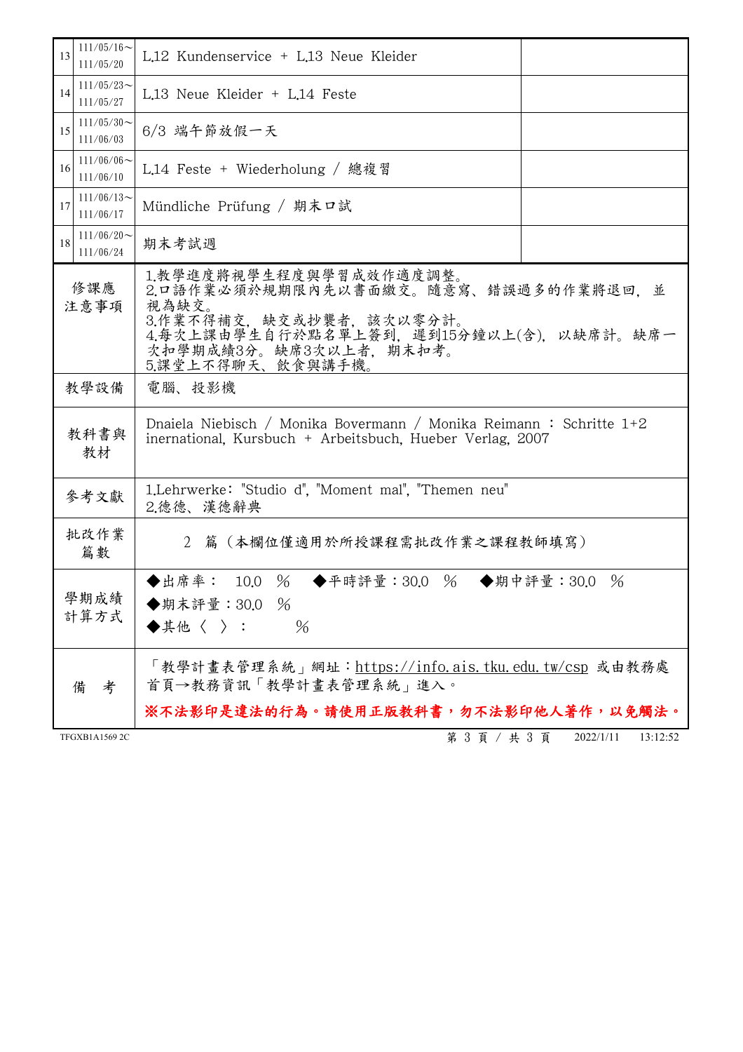| | | | |
|---|---|---|---|
| 13 | 111/05/16～<br>111/05/20 | L.12 Kundenservice + L.13 Neue Kleider | |
| 14 | 111/05/23～<br>111/05/27 | L.13 Neue Kleider + L.14 Feste | |
| 15 | 111/05/30～<br>111/06/03 | 6/3 端午節放假一天 | |
| 16 | 111/06/06～<br>111/06/10 | L.14 Feste + Wiederholung / 總複習 | |
| 17 | 111/06/13～<br>111/06/17 | Mündliche Prüfung / 期末口試 | |
| 18 | 111/06/20～<br>111/06/24 | 期末考試週 | |

| | |
|---|---|
| 修課應注意事項 | 1.教學進度將視學生程度與學習成效作適度調整。<br>2.口語作業必須於規期限內先以書面繳交。隨意寫、錯誤過多的作業將退回，並視為缺交。<br>3.作業不得補交，缺交或抄襲者，該次以零分計。<br>4.每次上課由學生自行於點名單上簽到，遲到15分鐘以上(含)，以缺席計。缺席一次扣學期成績3分。缺席3次以上者，期末扣考。<br>5.課堂上不得聊天、飲食與講手機。 |
| 教學設備 | 電腦、投影機 |
| 教科書與教材 | Dnaiela Niebisch / Monika Bovermann / Monika Reimann : Schritte 1+2 inernational, Kursbuch + Arbeitsbuch, Hueber Verlag, 2007 |
| 參考文獻 | 1.Lehrwerke: "Studio d", "Moment mal", "Themen neu"<br>2.德德、漢德辭典 |
| 批改作業篇數 | 2 篇（本欄位僅適用於所授課程需批改作業之課程教師填寫） |
| 學期成績計算方式 | ◆出席率： 10.0 %　◆平時評量：30.0 %　◆期中評量：30.0 %<br>◆期末評量：30.0 %<br>◆其他〈 〉： % |
| 備　考 | 「教學計畫表管理系統」網址：https://info.ais.tku.edu.tw/csp 或由教務處首頁→教務資訊「教學計畫表管理系統」進入。<br>**※不法影印是違法的行為。請使用正版教科書，勿不法影印他人著作，以免觸法。** |

TFGXB1A1569 2C　　2022/1/11　13:12:52